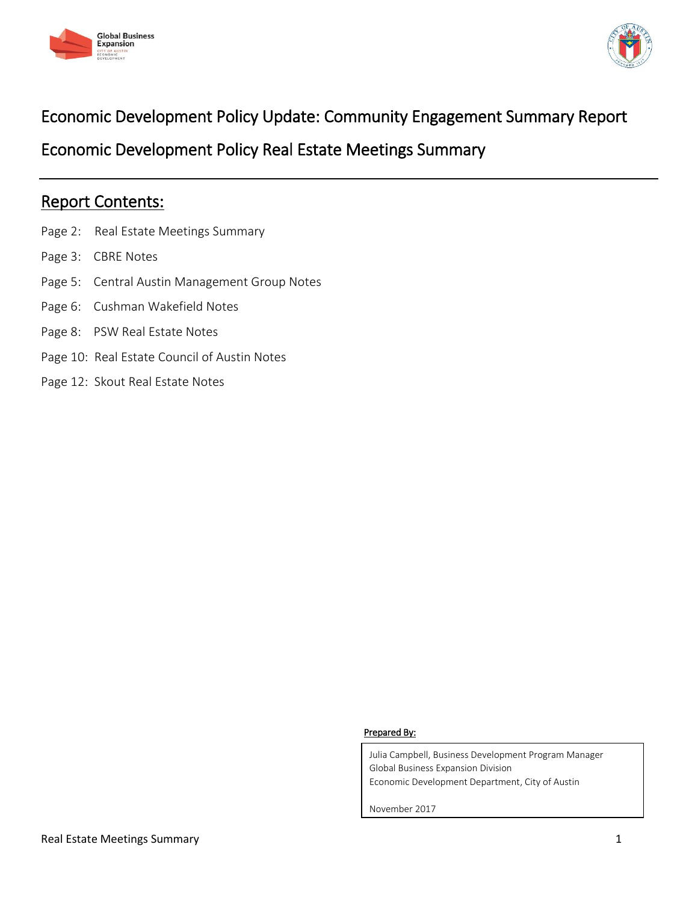# Economic Development Policy Update: Community Engagement Summary Report

## Economic Development Policy Real Estate Meetings Summary

## Report Contents:

Page 2: Real Estate Meetings Summary

Page 3: CBRE Notes

Page 5: Central Austin Management Group Notes

Page 6: Cushman Wakefield Notes

Page 8: PSW Real Estate Notes

Page 10: Real Estate Council of Austin Notes

Page 12: Skout Real Estate Notes

**Prepared By:**

Julia Campbell, Business Development Program Manager
Global Business Expansion Division
Economic Development Department, City of Austin

November 2017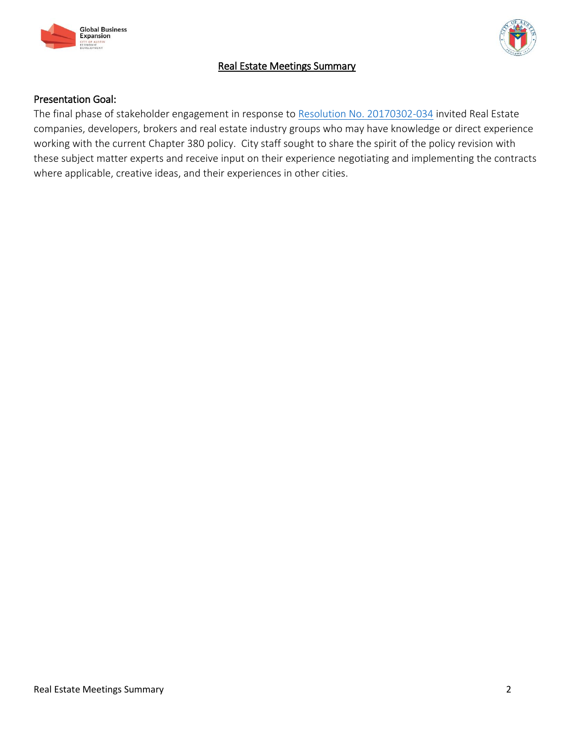# Real Estate Meetings Summary

## Presentation Goal:

The final phase of stakeholder engagement in response to Resolution No. 20170302-034 invited Real Estate companies, developers, brokers and real estate industry groups who may have knowledge or direct experience working with the current Chapter 380 policy. City staff sought to share the spirit of the policy revision with these subject matter experts and receive input on their experience negotiating and implementing the contracts where applicable, creative ideas, and their experiences in other cities.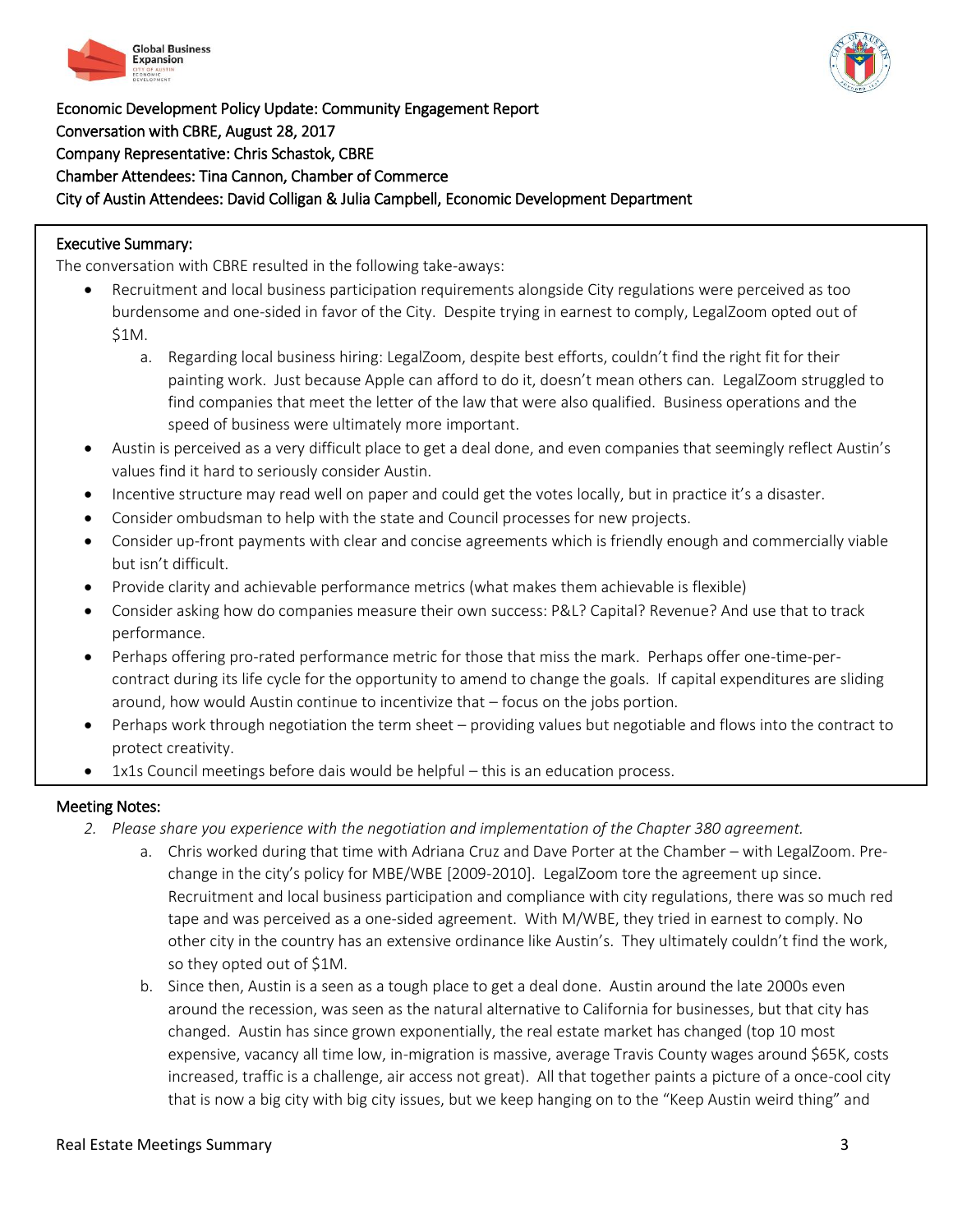Economic Development Policy Update: Community Engagement Report
Conversation with CBRE, August 28, 2017
Company Representative: Chris Schastok, CBRE
Chamber Attendees: Tina Cannon, Chamber of Commerce
City of Austin Attendees: David Colligan & Julia Campbell, Economic Development Department

## Executive Summary:

The conversation with CBRE resulted in the following take-aways:

- Recruitment and local business participation requirements alongside City regulations were perceived as too burdensome and one-sided in favor of the City. Despite trying in earnest to comply, LegalZoom opted out of $1M.
  a. Regarding local business hiring: LegalZoom, despite best efforts, couldn't find the right fit for their painting work. Just because Apple can afford to do it, doesn't mean others can. LegalZoom struggled to find companies that meet the letter of the law that were also qualified. Business operations and the speed of business were ultimately more important.
- Austin is perceived as a very difficult place to get a deal done, and even companies that seemingly reflect Austin's values find it hard to seriously consider Austin.
- Incentive structure may read well on paper and could get the votes locally, but in practice it's a disaster.
- Consider ombudsman to help with the state and Council processes for new projects.
- Consider up-front payments with clear and concise agreements which is friendly enough and commercially viable but isn't difficult.
- Provide clarity and achievable performance metrics (what makes them achievable is flexible)
- Consider asking how do companies measure their own success: P&L? Capital? Revenue? And use that to track performance.
- Perhaps offering pro-rated performance metric for those that miss the mark. Perhaps offer one-time-per-contract during its life cycle for the opportunity to amend to change the goals. If capital expenditures are sliding around, how would Austin continue to incentivize that – focus on the jobs portion.
- Perhaps work through negotiation the term sheet – providing values but negotiable and flows into the contract to protect creativity.
- 1x1s Council meetings before dais would be helpful – this is an education process.

## Meeting Notes:

2. *Please share you experience with the negotiation and implementation of the Chapter 380 agreement.*
   a. Chris worked during that time with Adriana Cruz and Dave Porter at the Chamber – with LegalZoom. Pre-change in the city's policy for MBE/WBE [2009-2010]. LegalZoom tore the agreement up since. Recruitment and local business participation and compliance with city regulations, there was so much red tape and was perceived as a one-sided agreement. With M/WBE, they tried in earnest to comply. No other city in the country has an extensive ordinance like Austin's. They ultimately couldn't find the work, so they opted out of $1M.
   b. Since then, Austin is a seen as a tough place to get a deal done. Austin around the late 2000s even around the recession, was seen as the natural alternative to California for businesses, but that city has changed. Austin has since grown exponentially, the real estate market has changed (top 10 most expensive, vacancy all time low, in-migration is massive, average Travis County wages around $65K, costs increased, traffic is a challenge, air access not great). All that together paints a picture of a once-cool city that is now a big city with big city issues, but we keep hanging on to the "Keep Austin weird thing" and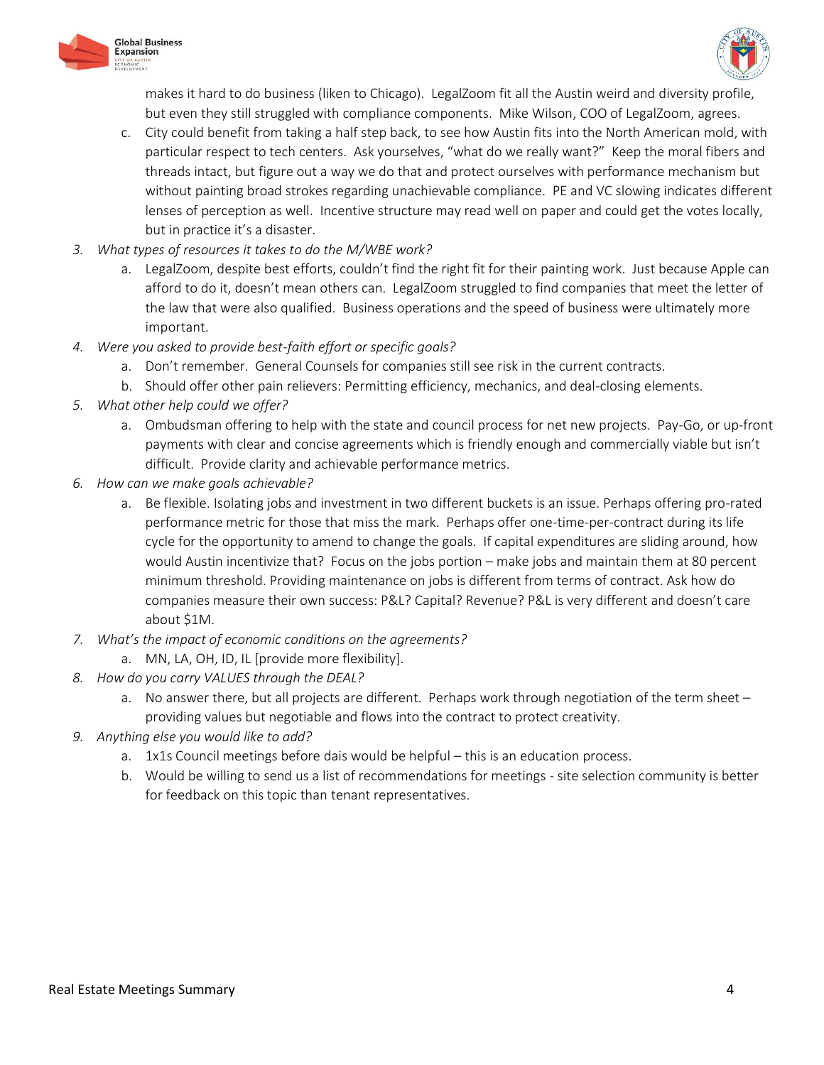makes it hard to do business (liken to Chicago). LegalZoom fit all the Austin weird and diversity profile, but even they still struggled with compliance components. Mike Wilson, COO of LegalZoom, agrees.

   c. City could benefit from taking a half step back, to see how Austin fits into the North American mold, with particular respect to tech centers. Ask yourselves, "what do we really want?" Keep the moral fibers and threads intact, but figure out a way we do that and protect ourselves with performance mechanism but without painting broad strokes regarding unachievable compliance. PE and VC slowing indicates different lenses of perception as well. Incentive structure may read well on paper and could get the votes locally, but in practice it's a disaster.

3. *What types of resources it takes to do the M/WBE work?*
   a. LegalZoom, despite best efforts, couldn't find the right fit for their painting work. Just because Apple can afford to do it, doesn't mean others can. LegalZoom struggled to find companies that meet the letter of the law that were also qualified. Business operations and the speed of business were ultimately more important.
4. *Were you asked to provide best-faith effort or specific goals?*
   a. Don't remember. General Counsels for companies still see risk in the current contracts.
   b. Should offer other pain relievers: Permitting efficiency, mechanics, and deal-closing elements.
5. *What other help could we offer?*
   a. Ombudsman offering to help with the state and council process for net new projects. Pay-Go, or up-front payments with clear and concise agreements which is friendly enough and commercially viable but isn't difficult. Provide clarity and achievable performance metrics.
6. *How can we make goals achievable?*
   a. Be flexible. Isolating jobs and investment in two different buckets is an issue. Perhaps offering pro-rated performance metric for those that miss the mark. Perhaps offer one-time-per-contract during its life cycle for the opportunity to amend to change the goals. If capital expenditures are sliding around, how would Austin incentivize that? Focus on the jobs portion – make jobs and maintain them at 80 percent minimum threshold. Providing maintenance on jobs is different from terms of contract. Ask how do companies measure their own success: P&L? Capital? Revenue? P&L is very different and doesn't care about $1M.
7. *What's the impact of economic conditions on the agreements?*
   a. MN, LA, OH, ID, IL [provide more flexibility].
8. *How do you carry VALUES through the DEAL?*
   a. No answer there, but all projects are different. Perhaps work through negotiation of the term sheet – providing values but negotiable and flows into the contract to protect creativity.
9. *Anything else you would like to add?*
   a. 1x1s Council meetings before dais would be helpful – this is an education process.
   b. Would be willing to send us a list of recommendations for meetings - site selection community is better for feedback on this topic than tenant representatives.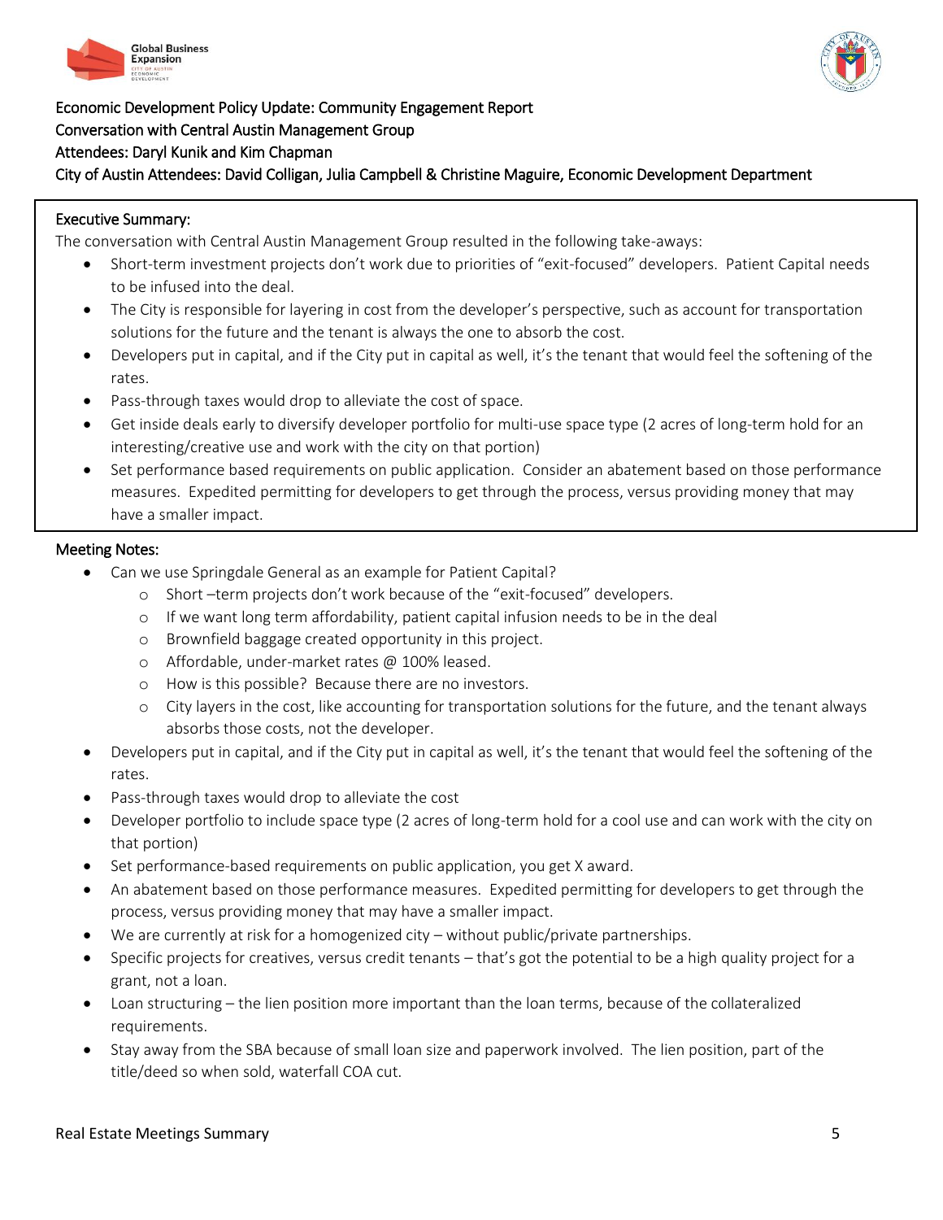Economic Development Policy Update: Community Engagement Report
Conversation with Central Austin Management Group
Attendees: Daryl Kunik and Kim Chapman
City of Austin Attendees: David Colligan, Julia Campbell & Christine Maguire, Economic Development Department

**Executive Summary:**

The conversation with Central Austin Management Group resulted in the following take-aways:

- Short-term investment projects don't work due to priorities of "exit-focused" developers. Patient Capital needs to be infused into the deal.
- The City is responsible for layering in cost from the developer's perspective, such as account for transportation solutions for the future and the tenant is always the one to absorb the cost.
- Developers put in capital, and if the City put in capital as well, it's the tenant that would feel the softening of the rates.
- Pass-through taxes would drop to alleviate the cost of space.
- Get inside deals early to diversify developer portfolio for multi-use space type (2 acres of long-term hold for an interesting/creative use and work with the city on that portion)
- Set performance based requirements on public application. Consider an abatement based on those performance measures. Expedited permitting for developers to get through the process, versus providing money that may have a smaller impact.

**Meeting Notes:**

- Can we use Springdale General as an example for Patient Capital?
  - Short –term projects don't work because of the "exit-focused" developers.
  - If we want long term affordability, patient capital infusion needs to be in the deal
  - Brownfield baggage created opportunity in this project.
  - Affordable, under-market rates @ 100% leased.
  - How is this possible? Because there are no investors.
  - City layers in the cost, like accounting for transportation solutions for the future, and the tenant always absorbs those costs, not the developer.
- Developers put in capital, and if the City put in capital as well, it's the tenant that would feel the softening of the rates.
- Pass-through taxes would drop to alleviate the cost
- Developer portfolio to include space type (2 acres of long-term hold for a cool use and can work with the city on that portion)
- Set performance-based requirements on public application, you get X award.
- An abatement based on those performance measures. Expedited permitting for developers to get through the process, versus providing money that may have a smaller impact.
- We are currently at risk for a homogenized city – without public/private partnerships.
- Specific projects for creatives, versus credit tenants – that's got the potential to be a high quality project for a grant, not a loan.
- Loan structuring – the lien position more important than the loan terms, because of the collateralized requirements.
- Stay away from the SBA because of small loan size and paperwork involved. The lien position, part of the title/deed so when sold, waterfall COA cut.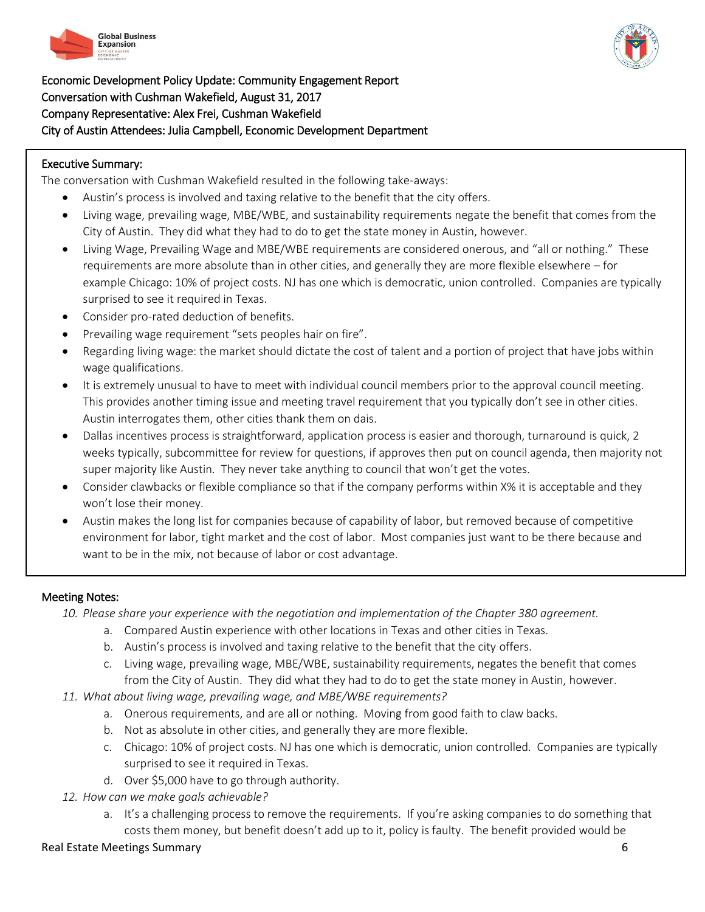Economic Development Policy Update: Community Engagement Report
Conversation with Cushman Wakefield, August 31, 2017
Company Representative: Alex Frei, Cushman Wakefield
City of Austin Attendees: Julia Campbell, Economic Development Department

## Executive Summary:

The conversation with Cushman Wakefield resulted in the following take-aways:

- Austin's process is involved and taxing relative to the benefit that the city offers.
- Living wage, prevailing wage, MBE/WBE, and sustainability requirements negate the benefit that comes from the City of Austin. They did what they had to do to get the state money in Austin, however.
- Living Wage, Prevailing Wage and MBE/WBE requirements are considered onerous, and "all or nothing." These requirements are more absolute than in other cities, and generally they are more flexible elsewhere – for example Chicago: 10% of project costs. NJ has one which is democratic, union controlled. Companies are typically surprised to see it required in Texas.
- Consider pro-rated deduction of benefits.
- Prevailing wage requirement "sets peoples hair on fire".
- Regarding living wage: the market should dictate the cost of talent and a portion of project that have jobs within wage qualifications.
- It is extremely unusual to have to meet with individual council members prior to the approval council meeting. This provides another timing issue and meeting travel requirement that you typically don't see in other cities. Austin interrogates them, other cities thank them on dais.
- Dallas incentives process is straightforward, application process is easier and thorough, turnaround is quick, 2 weeks typically, subcommittee for review for questions, if approves then put on council agenda, then majority not super majority like Austin. They never take anything to council that won't get the votes.
- Consider clawbacks or flexible compliance so that if the company performs within X% it is acceptable and they won't lose their money.
- Austin makes the long list for companies because of capability of labor, but removed because of competitive environment for labor, tight market and the cost of labor. Most companies just want to be there because and want to be in the mix, not because of labor or cost advantage.

## Meeting Notes:

10. *Please share your experience with the negotiation and implementation of the Chapter 380 agreement.*
    a. Compared Austin experience with other locations in Texas and other cities in Texas.
    b. Austin's process is involved and taxing relative to the benefit that the city offers.
    c. Living wage, prevailing wage, MBE/WBE, sustainability requirements, negates the benefit that comes from the City of Austin. They did what they had to do to get the state money in Austin, however.
11. *What about living wage, prevailing wage, and MBE/WBE requirements?*
    a. Onerous requirements, and are all or nothing. Moving from good faith to claw backs.
    b. Not as absolute in other cities, and generally they are more flexible.
    c. Chicago: 10% of project costs. NJ has one which is democratic, union controlled. Companies are typically surprised to see it required in Texas.
    d. Over $5,000 have to go through authority.
12. *How can we make goals achievable?*
    a. It's a challenging process to remove the requirements. If you're asking companies to do something that costs them money, but benefit doesn't add up to it, policy is faulty. The benefit provided would be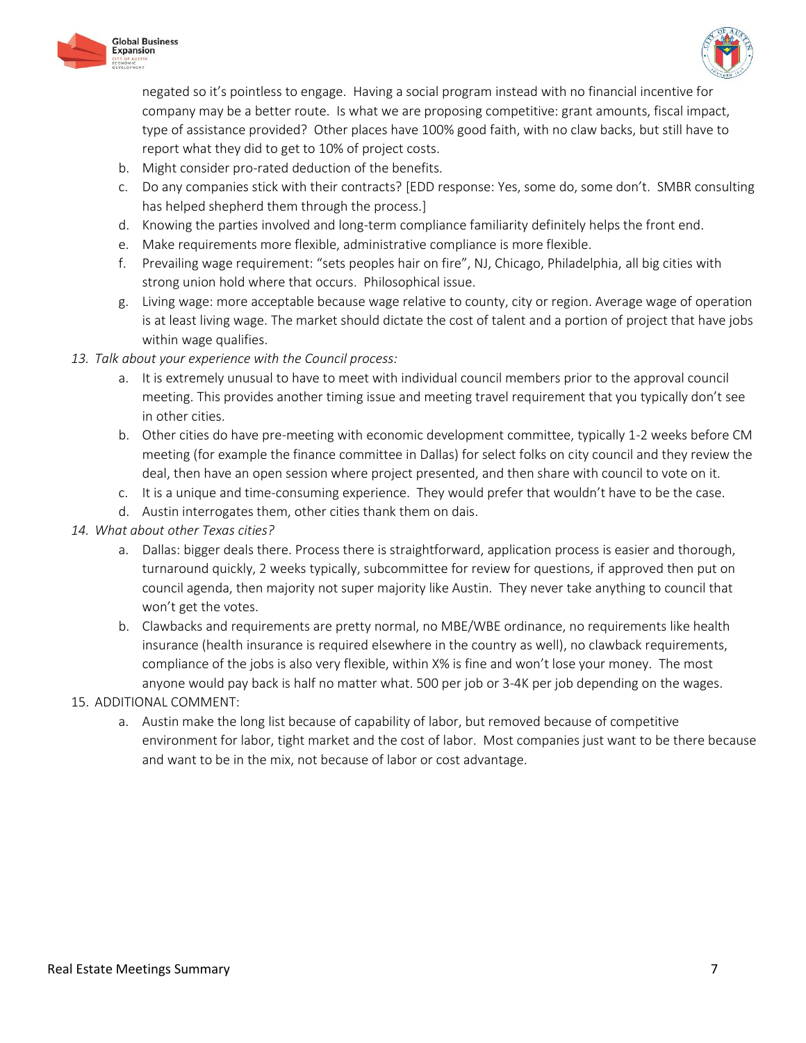negated so it's pointless to engage. Having a social program instead with no financial incentive for company may be a better route. Is what we are proposing competitive: grant amounts, fiscal impact, type of assistance provided? Other places have 100% good faith, with no claw backs, but still have to report what they did to get to 10% of project costs.

   b. Might consider pro-rated deduction of the benefits.
   c. Do any companies stick with their contracts? [EDD response: Yes, some do, some don't. SMBR consulting has helped shepherd them through the process.]
   d. Knowing the parties involved and long-term compliance familiarity definitely helps the front end.
   e. Make requirements more flexible, administrative compliance is more flexible.
   f. Prevailing wage requirement: "sets peoples hair on fire", NJ, Chicago, Philadelphia, all big cities with strong union hold where that occurs. Philosophical issue.
   g. Living wage: more acceptable because wage relative to county, city or region. Average wage of operation is at least living wage. The market should dictate the cost of talent and a portion of project that have jobs within wage qualifies.

13. *Talk about your experience with the Council process:*
   a. It is extremely unusual to have to meet with individual council members prior to the approval council meeting. This provides another timing issue and meeting travel requirement that you typically don't see in other cities.
   b. Other cities do have pre-meeting with economic development committee, typically 1-2 weeks before CM meeting (for example the finance committee in Dallas) for select folks on city council and they review the deal, then have an open session where project presented, and then share with council to vote on it.
   c. It is a unique and time-consuming experience. They would prefer that wouldn't have to be the case.
   d. Austin interrogates them, other cities thank them on dais.

14. *What about other Texas cities?*
   a. Dallas: bigger deals there. Process there is straightforward, application process is easier and thorough, turnaround quickly, 2 weeks typically, subcommittee for review for questions, if approved then put on council agenda, then majority not super majority like Austin. They never take anything to council that won't get the votes.
   b. Clawbacks and requirements are pretty normal, no MBE/WBE ordinance, no requirements like health insurance (health insurance is required elsewhere in the country as well), no clawback requirements, compliance of the jobs is also very flexible, within X% is fine and won't lose your money. The most anyone would pay back is half no matter what. 500 per job or 3-4K per job depending on the wages.

15. ADDITIONAL COMMENT:
   a. Austin make the long list because of capability of labor, but removed because of competitive environment for labor, tight market and the cost of labor. Most companies just want to be there because and want to be in the mix, not because of labor or cost advantage.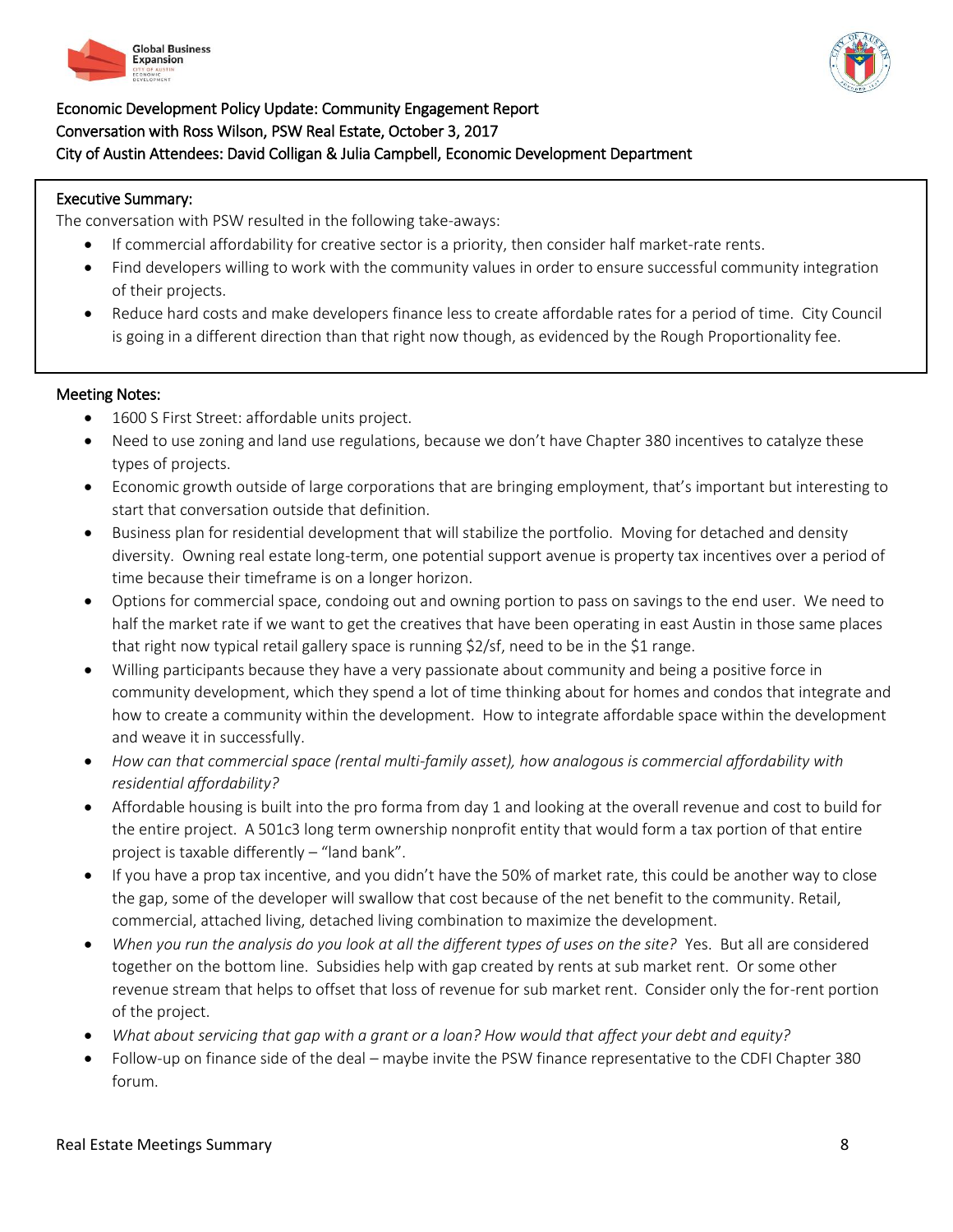Economic Development Policy Update: Community Engagement Report
Conversation with Ross Wilson, PSW Real Estate, October 3, 2017
City of Austin Attendees: David Colligan & Julia Campbell, Economic Development Department

**Executive Summary:**

The conversation with PSW resulted in the following take-aways:

- If commercial affordability for creative sector is a priority, then consider half market-rate rents.
- Find developers willing to work with the community values in order to ensure successful community integration of their projects.
- Reduce hard costs and make developers finance less to create affordable rates for a period of time. City Council is going in a different direction than that right now though, as evidenced by the Rough Proportionality fee.

**Meeting Notes:**

- 1600 S First Street: affordable units project.
- Need to use zoning and land use regulations, because we don't have Chapter 380 incentives to catalyze these types of projects.
- Economic growth outside of large corporations that are bringing employment, that's important but interesting to start that conversation outside that definition.
- Business plan for residential development that will stabilize the portfolio. Moving for detached and density diversity. Owning real estate long-term, one potential support avenue is property tax incentives over a period of time because their timeframe is on a longer horizon.
- Options for commercial space, condoing out and owning portion to pass on savings to the end user. We need to half the market rate if we want to get the creatives that have been operating in east Austin in those same places that right now typical retail gallery space is running \$2/sf, need to be in the \$1 range.
- Willing participants because they have a very passionate about community and being a positive force in community development, which they spend a lot of time thinking about for homes and condos that integrate and how to create a community within the development. How to integrate affordable space within the development and weave it in successfully.
- *How can that commercial space (rental multi-family asset), how analogous is commercial affordability with residential affordability?*
- Affordable housing is built into the pro forma from day 1 and looking at the overall revenue and cost to build for the entire project. A 501c3 long term ownership nonprofit entity that would form a tax portion of that entire project is taxable differently – "land bank".
- If you have a prop tax incentive, and you didn't have the 50% of market rate, this could be another way to close the gap, some of the developer will swallow that cost because of the net benefit to the community. Retail, commercial, attached living, detached living combination to maximize the development.
- *When you run the analysis do you look at all the different types of uses on the site?* Yes. But all are considered together on the bottom line. Subsidies help with gap created by rents at sub market rent. Or some other revenue stream that helps to offset that loss of revenue for sub market rent. Consider only the for-rent portion of the project.
- *What about servicing that gap with a grant or a loan? How would that affect your debt and equity?*
- Follow-up on finance side of the deal – maybe invite the PSW finance representative to the CDFI Chapter 380 forum.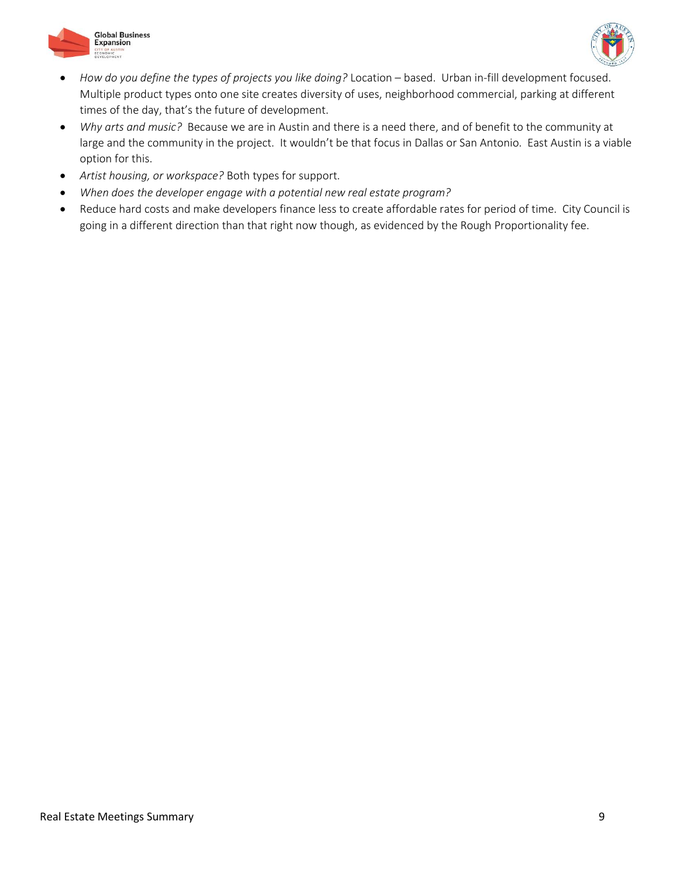- *How do you define the types of projects you like doing?* Location – based. Urban in-fill development focused. Multiple product types onto one site creates diversity of uses, neighborhood commercial, parking at different times of the day, that's the future of development.
- *Why arts and music?* Because we are in Austin and there is a need there, and of benefit to the community at large and the community in the project. It wouldn't be that focus in Dallas or San Antonio. East Austin is a viable option for this.
- *Artist housing, or workspace?* Both types for support.
- *When does the developer engage with a potential new real estate program?*
- Reduce hard costs and make developers finance less to create affordable rates for period of time. City Council is going in a different direction than that right now though, as evidenced by the Rough Proportionality fee.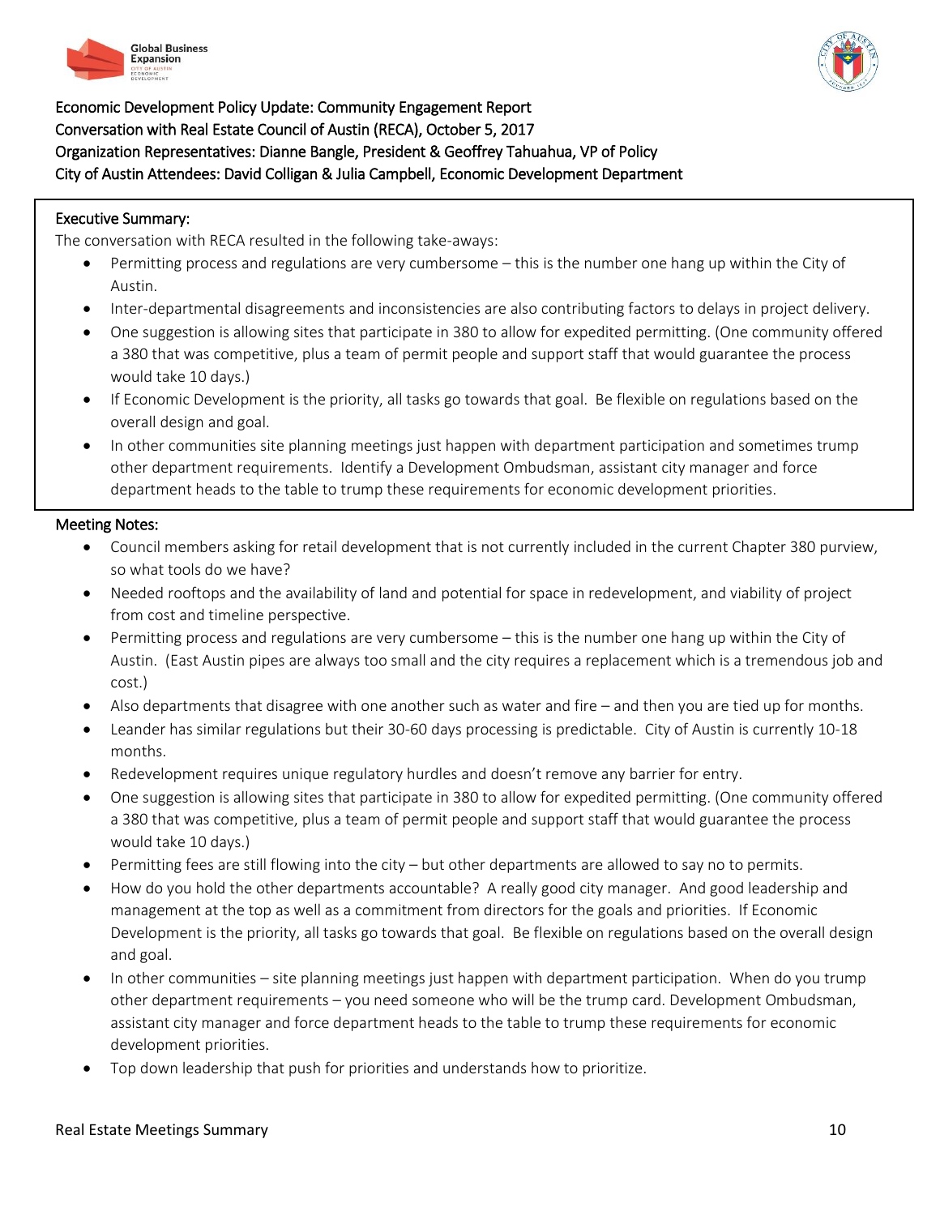Economic Development Policy Update: Community Engagement Report
Conversation with Real Estate Council of Austin (RECA), October 5, 2017
Organization Representatives: Dianne Bangle, President & Geoffrey Tahuahua, VP of Policy
City of Austin Attendees: David Colligan & Julia Campbell, Economic Development Department

## Executive Summary:

The conversation with RECA resulted in the following take-aways:

- Permitting process and regulations are very cumbersome – this is the number one hang up within the City of Austin.
- Inter-departmental disagreements and inconsistencies are also contributing factors to delays in project delivery.
- One suggestion is allowing sites that participate in 380 to allow for expedited permitting. (One community offered a 380 that was competitive, plus a team of permit people and support staff that would guarantee the process would take 10 days.)
- If Economic Development is the priority, all tasks go towards that goal. Be flexible on regulations based on the overall design and goal.
- In other communities site planning meetings just happen with department participation and sometimes trump other department requirements. Identify a Development Ombudsman, assistant city manager and force department heads to the table to trump these requirements for economic development priorities.

## Meeting Notes:

- Council members asking for retail development that is not currently included in the current Chapter 380 purview, so what tools do we have?
- Needed rooftops and the availability of land and potential for space in redevelopment, and viability of project from cost and timeline perspective.
- Permitting process and regulations are very cumbersome – this is the number one hang up within the City of Austin. (East Austin pipes are always too small and the city requires a replacement which is a tremendous job and cost.)
- Also departments that disagree with one another such as water and fire – and then you are tied up for months.
- Leander has similar regulations but their 30-60 days processing is predictable. City of Austin is currently 10-18 months.
- Redevelopment requires unique regulatory hurdles and doesn't remove any barrier for entry.
- One suggestion is allowing sites that participate in 380 to allow for expedited permitting. (One community offered a 380 that was competitive, plus a team of permit people and support staff that would guarantee the process would take 10 days.)
- Permitting fees are still flowing into the city – but other departments are allowed to say no to permits.
- How do you hold the other departments accountable? A really good city manager. And good leadership and management at the top as well as a commitment from directors for the goals and priorities. If Economic Development is the priority, all tasks go towards that goal. Be flexible on regulations based on the overall design and goal.
- In other communities – site planning meetings just happen with department participation. When do you trump other department requirements – you need someone who will be the trump card. Development Ombudsman, assistant city manager and force department heads to the table to trump these requirements for economic development priorities.
- Top down leadership that push for priorities and understands how to prioritize.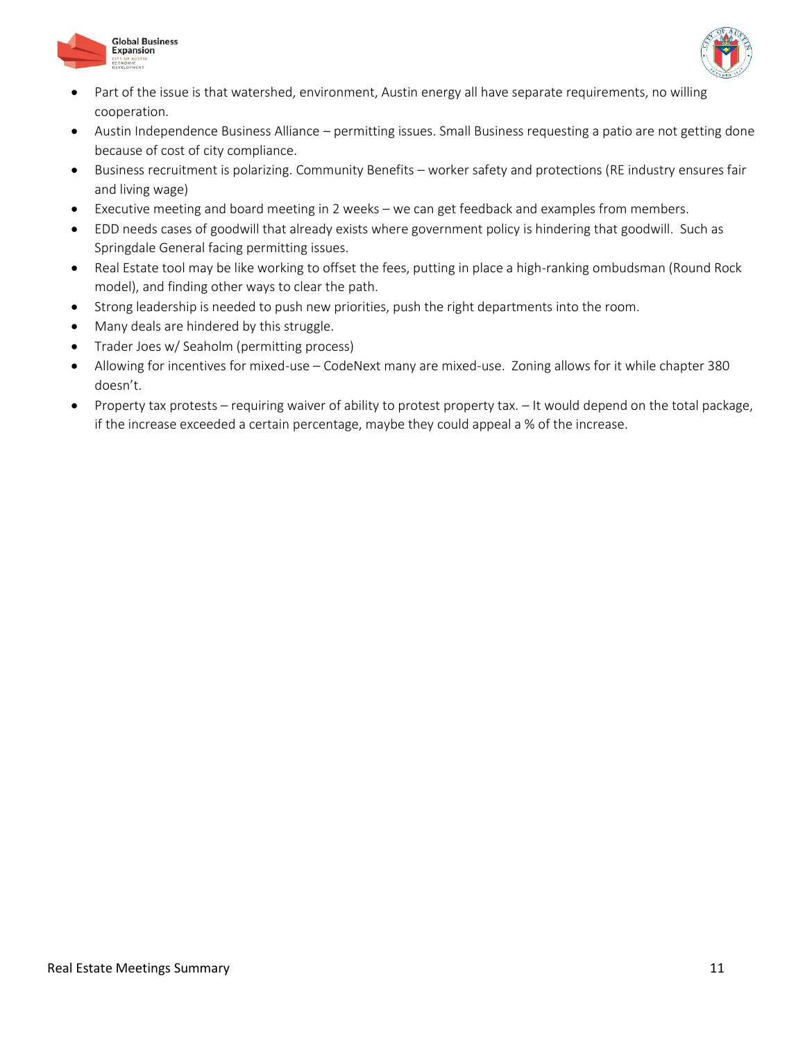- Part of the issue is that watershed, environment, Austin energy all have separate requirements, no willing cooperation.
- Austin Independence Business Alliance – permitting issues. Small Business requesting a patio are not getting done because of cost of city compliance.
- Business recruitment is polarizing. Community Benefits – worker safety and protections (RE industry ensures fair and living wage)
- Executive meeting and board meeting in 2 weeks – we can get feedback and examples from members.
- EDD needs cases of goodwill that already exists where government policy is hindering that goodwill. Such as Springdale General facing permitting issues.
- Real Estate tool may be like working to offset the fees, putting in place a high-ranking ombudsman (Round Rock model), and finding other ways to clear the path.
- Strong leadership is needed to push new priorities, push the right departments into the room.
- Many deals are hindered by this struggle.
- Trader Joes w/ Seaholm (permitting process)
- Allowing for incentives for mixed-use – CodeNext many are mixed-use. Zoning allows for it while chapter 380 doesn't.
- Property tax protests – requiring waiver of ability to protest property tax. – It would depend on the total package, if the increase exceeded a certain percentage, maybe they could appeal a % of the increase.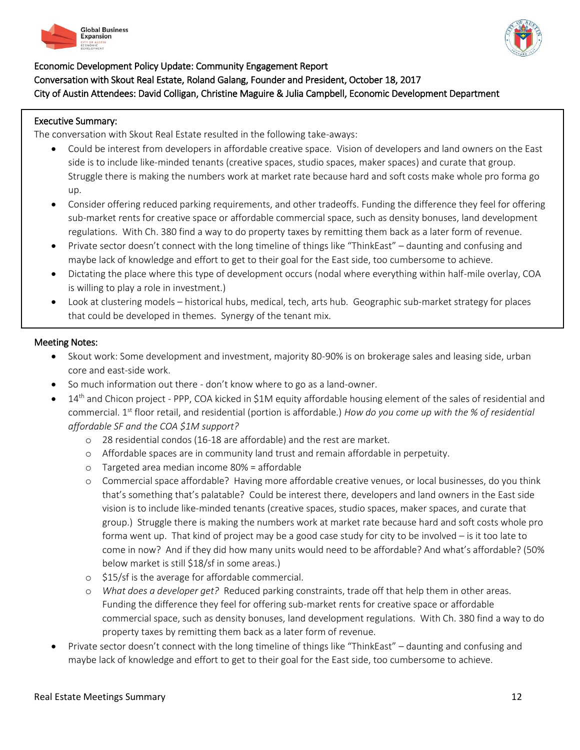Economic Development Policy Update: Community Engagement Report
Conversation with Skout Real Estate, Roland Galang, Founder and President, October 18, 2017
City of Austin Attendees: David Colligan, Christine Maguire & Julia Campbell, Economic Development Department

**Executive Summary:**

The conversation with Skout Real Estate resulted in the following take-aways:

- Could be interest from developers in affordable creative space. Vision of developers and land owners on the East side is to include like-minded tenants (creative spaces, studio spaces, maker spaces) and curate that group. Struggle there is making the numbers work at market rate because hard and soft costs make whole pro forma go up.
- Consider offering reduced parking requirements, and other tradeoffs. Funding the difference they feel for offering sub-market rents for creative space or affordable commercial space, such as density bonuses, land development regulations. With Ch. 380 find a way to do property taxes by remitting them back as a later form of revenue.
- Private sector doesn't connect with the long timeline of things like "ThinkEast" – daunting and confusing and maybe lack of knowledge and effort to get to their goal for the East side, too cumbersome to achieve.
- Dictating the place where this type of development occurs (nodal where everything within half-mile overlay, COA is willing to play a role in investment.)
- Look at clustering models – historical hubs, medical, tech, arts hub. Geographic sub-market strategy for places that could be developed in themes. Synergy of the tenant mix.

**Meeting Notes:**

- Skout work: Some development and investment, majority 80-90% is on brokerage sales and leasing side, urban core and east-side work.
- So much information out there - don't know where to go as a land-owner.
- 14th and Chicon project - PPP, COA kicked in $1M equity affordable housing element of the sales of residential and commercial. 1st floor retail, and residential (portion is affordable.) *How do you come up with the % of residential affordable SF and the COA $1M support?*
    - 28 residential condos (16-18 are affordable) and the rest are market.
    - Affordable spaces are in community land trust and remain affordable in perpetuity.
    - Targeted area median income 80% = affordable
    - Commercial space affordable? Having more affordable creative venues, or local businesses, do you think that's something that's palatable? Could be interest there, developers and land owners in the East side vision is to include like-minded tenants (creative spaces, studio spaces, maker spaces, and curate that group.) Struggle there is making the numbers work at market rate because hard and soft costs whole pro forma went up. That kind of project may be a good case study for city to be involved – is it too late to come in now? And if they did how many units would need to be affordable? And what's affordable? (50% below market is still $18/sf in some areas.)
    - $15/sf is the average for affordable commercial.
    - *What does a developer get?* Reduced parking constraints, trade off that help them in other areas. Funding the difference they feel for offering sub-market rents for creative space or affordable commercial space, such as density bonuses, land development regulations. With Ch. 380 find a way to do property taxes by remitting them back as a later form of revenue.
- Private sector doesn't connect with the long timeline of things like "ThinkEast" – daunting and confusing and maybe lack of knowledge and effort to get to their goal for the East side, too cumbersome to achieve.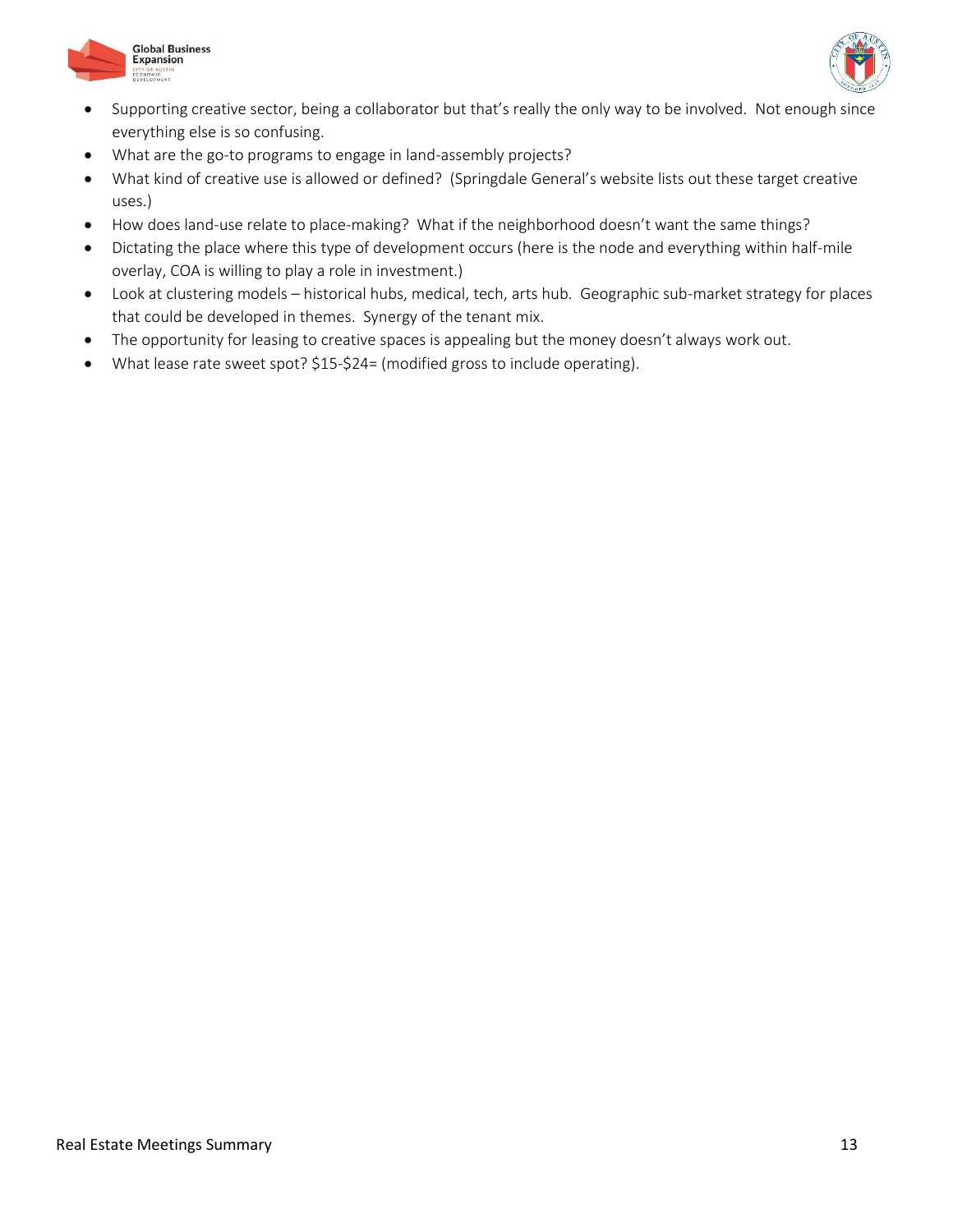- Supporting creative sector, being a collaborator but that's really the only way to be involved. Not enough since everything else is so confusing.
- What are the go-to programs to engage in land-assembly projects?
- What kind of creative use is allowed or defined? (Springdale General's website lists out these target creative uses.)
- How does land-use relate to place-making? What if the neighborhood doesn't want the same things?
- Dictating the place where this type of development occurs (here is the node and everything within half-mile overlay, COA is willing to play a role in investment.)
- Look at clustering models – historical hubs, medical, tech, arts hub. Geographic sub-market strategy for places that could be developed in themes. Synergy of the tenant mix.
- The opportunity for leasing to creative spaces is appealing but the money doesn't always work out.
- What lease rate sweet spot? $15-$24= (modified gross to include operating).